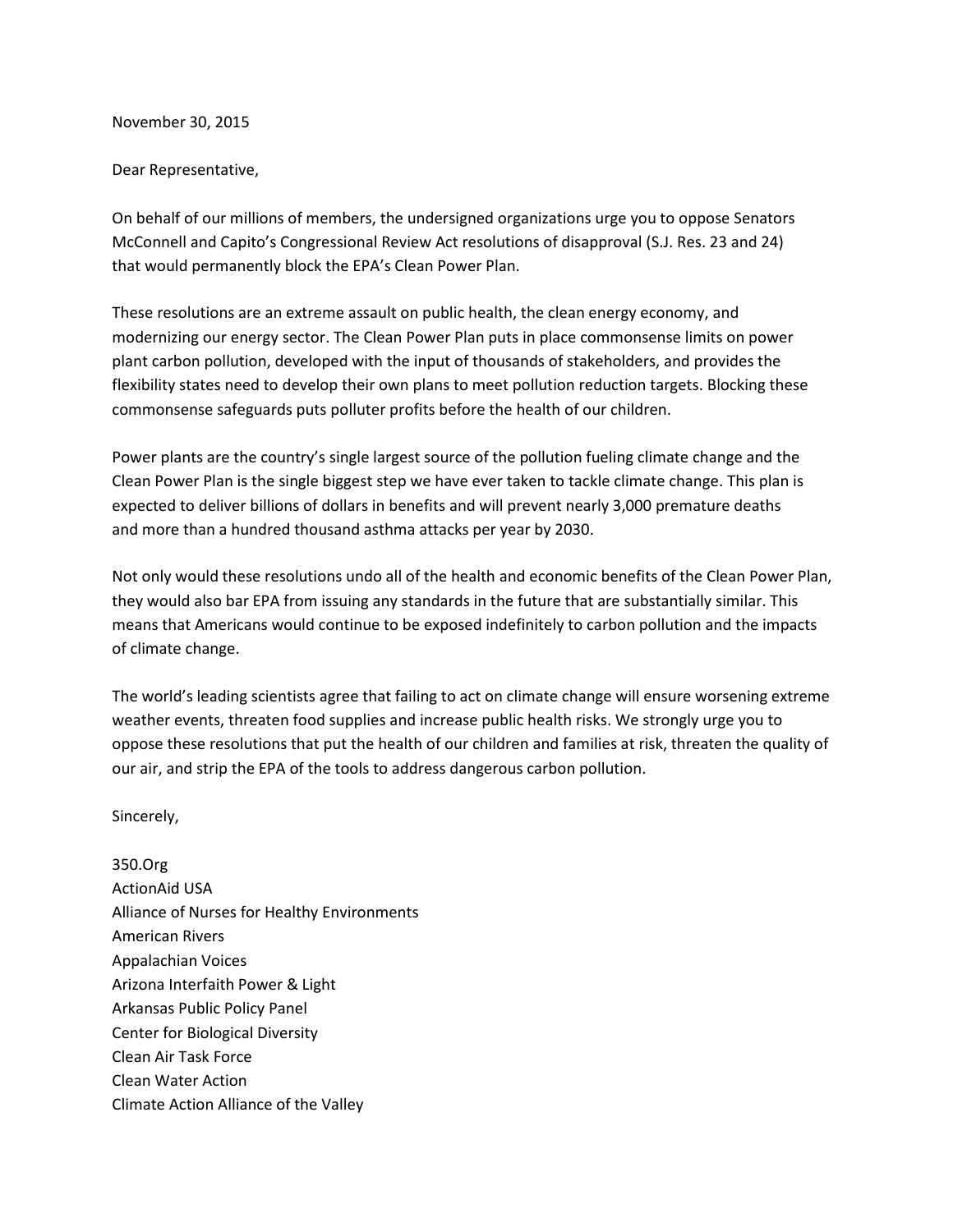November 30, 2015

Dear Representative,

On behalf of our millions of members, the undersigned organizations urge you to oppose Senators McConnell and Capito's Congressional Review Act resolutions of disapproval (S.J. Res. 23 and 24) that would permanently block the EPA's Clean Power Plan.

These resolutions are an extreme assault on public health, the clean energy economy, and modernizing our energy sector. The Clean Power Plan puts in place commonsense limits on power plant carbon pollution, developed with the input of thousands of stakeholders, and provides the flexibility states need to develop their own plans to meet pollution reduction targets. Blocking these commonsense safeguards puts polluter profits before the health of our children.

Power plants are the country's single largest source of the pollution fueling climate change and the Clean Power Plan is the single biggest step we have ever taken to tackle climate change. This plan is expected to deliver billions of dollars in benefits and will prevent nearly 3,000 premature deaths and more than a hundred thousand asthma attacks per year by 2030.

Not only would these resolutions undo all of the health and economic benefits of the Clean Power Plan, they would also bar EPA from issuing any standards in the future that are substantially similar. This means that Americans would continue to be exposed indefinitely to carbon pollution and the impacts of climate change.

The world's leading scientists agree that failing to act on climate change will ensure worsening extreme weather events, threaten food supplies and increase public health risks. We strongly urge you to oppose these resolutions that put the health of our children and families at risk, threaten the quality of our air, and strip the EPA of the tools to address dangerous carbon pollution.

Sincerely,

350.Org
ActionAid USA
Alliance of Nurses for Healthy Environments
American Rivers
Appalachian Voices
Arizona Interfaith Power & Light
Arkansas Public Policy Panel
Center for Biological Diversity
Clean Air Task Force
Clean Water Action
Climate Action Alliance of the Valley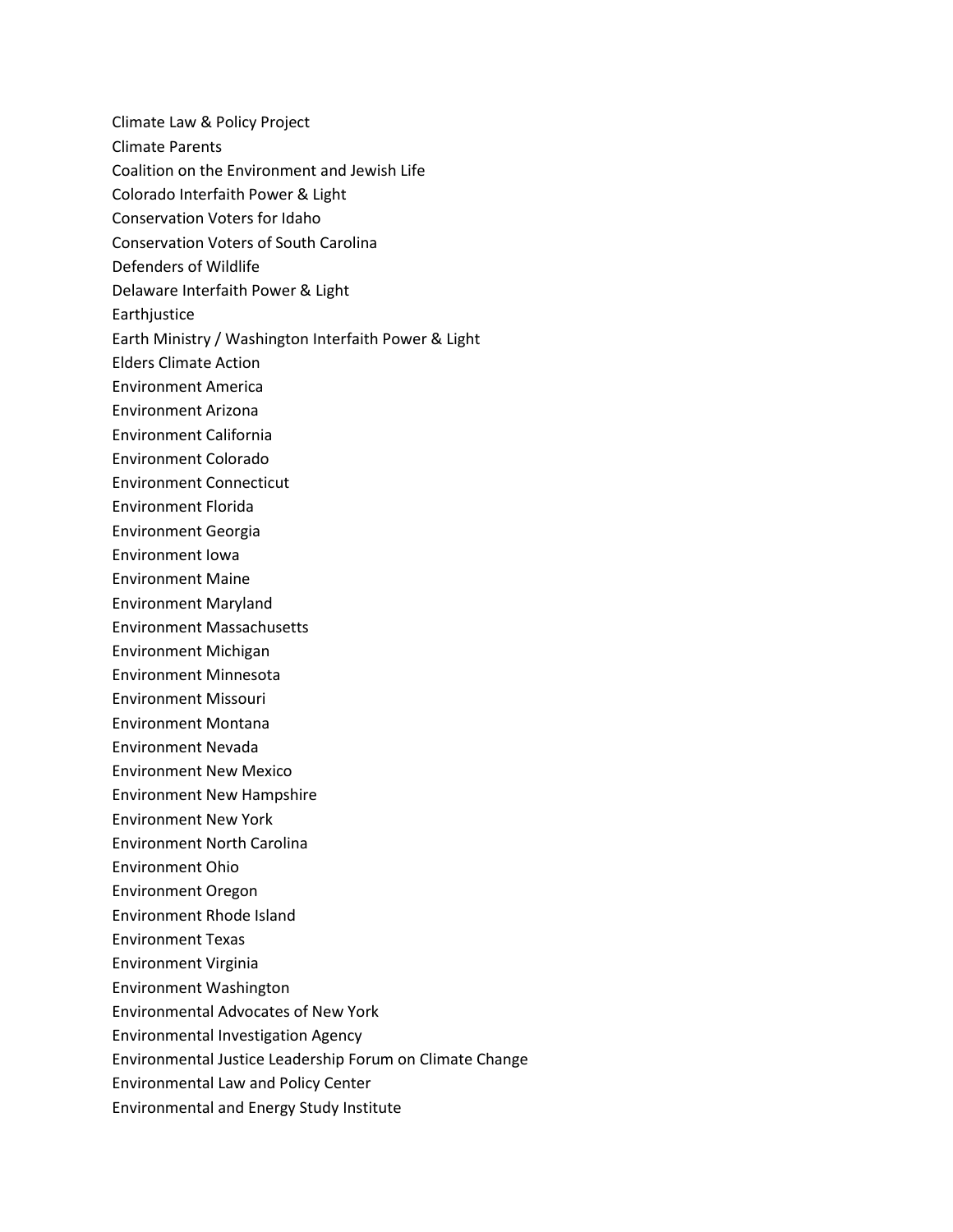Climate Law & Policy Project
Climate Parents
Coalition on the Environment and Jewish Life
Colorado Interfaith Power & Light
Conservation Voters for Idaho
Conservation Voters of South Carolina
Defenders of Wildlife
Delaware Interfaith Power & Light
Earthjustice
Earth Ministry / Washington Interfaith Power & Light
Elders Climate Action
Environment America
Environment Arizona
Environment California
Environment Colorado
Environment Connecticut
Environment Florida
Environment Georgia
Environment Iowa
Environment Maine
Environment Maryland
Environment Massachusetts
Environment Michigan
Environment Minnesota
Environment Missouri
Environment Montana
Environment Nevada
Environment New Mexico
Environment New Hampshire
Environment New York
Environment North Carolina
Environment Ohio
Environment Oregon
Environment Rhode Island
Environment Texas
Environment Virginia
Environment Washington
Environmental Advocates of New York
Environmental Investigation Agency
Environmental Justice Leadership Forum on Climate Change
Environmental Law and Policy Center
Environmental and Energy Study Institute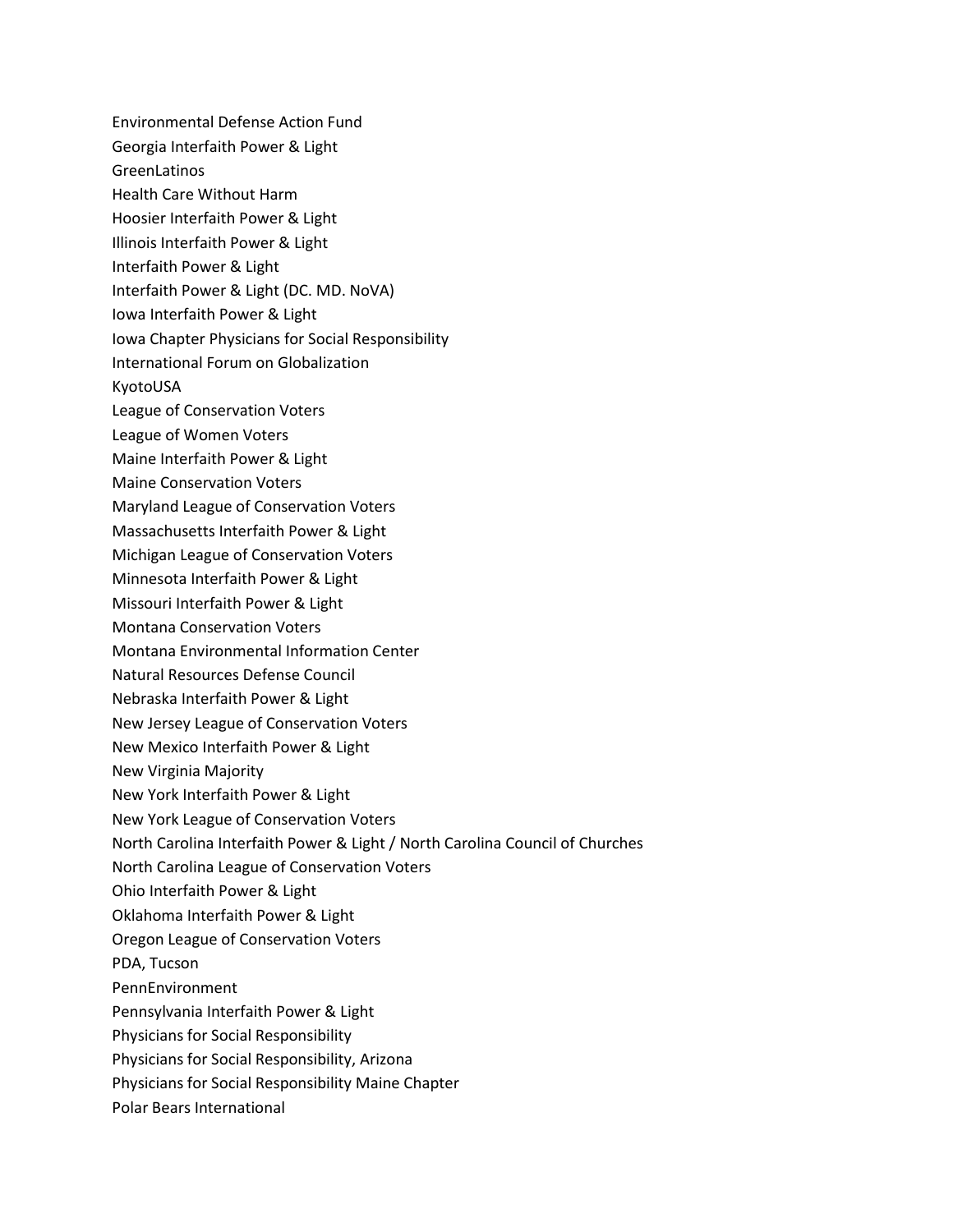Environmental Defense Action Fund
Georgia Interfaith Power & Light
GreenLatinos
Health Care Without Harm
Hoosier Interfaith Power & Light
Illinois Interfaith Power & Light
Interfaith Power & Light
Interfaith Power & Light (DC. MD. NoVA)
Iowa Interfaith Power & Light
Iowa Chapter Physicians for Social Responsibility
International Forum on Globalization
KyotoUSA
League of Conservation Voters
League of Women Voters
Maine Interfaith Power & Light
Maine Conservation Voters
Maryland League of Conservation Voters
Massachusetts Interfaith Power & Light
Michigan League of Conservation Voters
Minnesota Interfaith Power & Light
Missouri Interfaith Power & Light
Montana Conservation Voters
Montana Environmental Information Center
Natural Resources Defense Council
Nebraska Interfaith Power & Light
New Jersey League of Conservation Voters
New Mexico Interfaith Power & Light
New Virginia Majority
New York Interfaith Power & Light
New York League of Conservation Voters
North Carolina Interfaith Power & Light / North Carolina Council of Churches
North Carolina League of Conservation Voters
Ohio Interfaith Power & Light
Oklahoma Interfaith Power & Light
Oregon League of Conservation Voters
PDA, Tucson
PennEnvironment
Pennsylvania Interfaith Power & Light
Physicians for Social Responsibility
Physicians for Social Responsibility, Arizona
Physicians for Social Responsibility Maine Chapter
Polar Bears International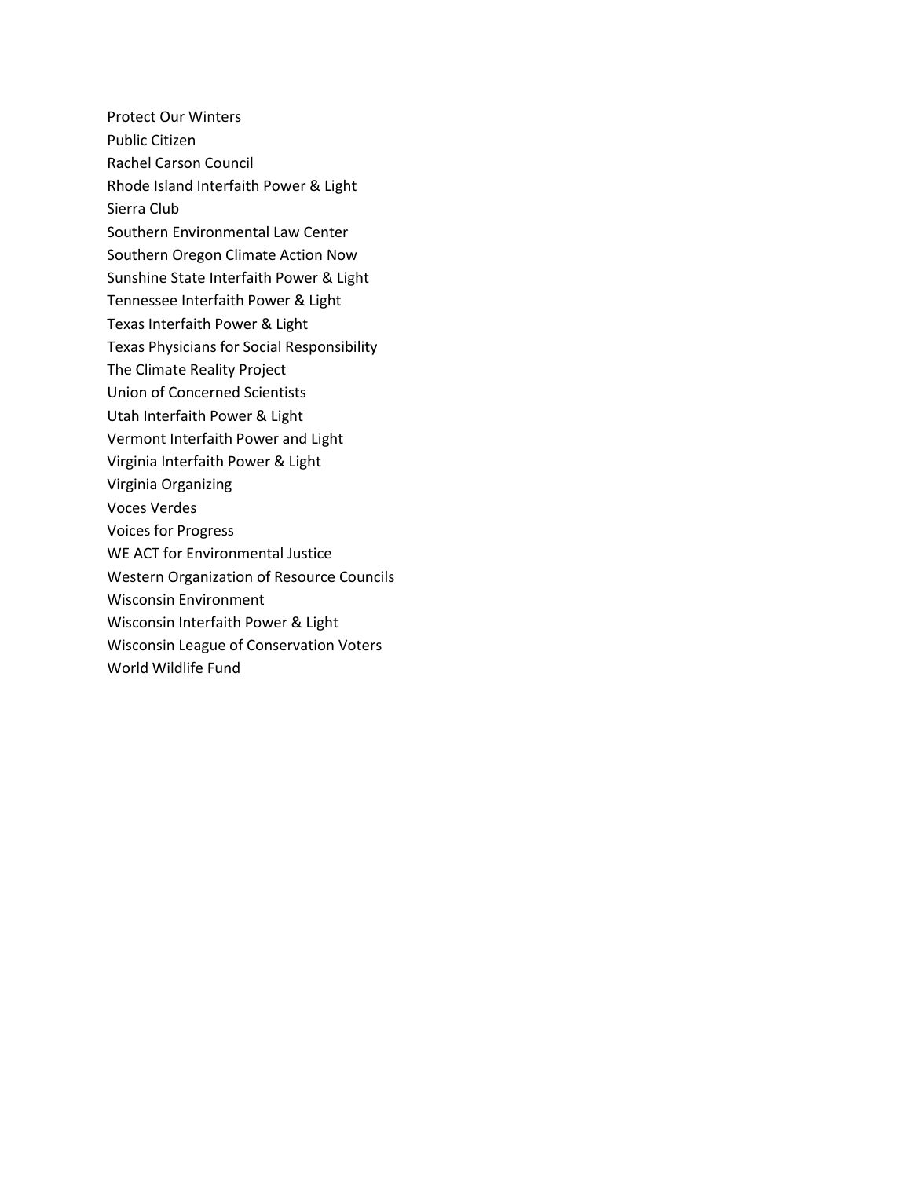Protect Our Winters
Public Citizen
Rachel Carson Council
Rhode Island Interfaith Power & Light
Sierra Club
Southern Environmental Law Center
Southern Oregon Climate Action Now
Sunshine State Interfaith Power & Light
Tennessee Interfaith Power & Light
Texas Interfaith Power & Light
Texas Physicians for Social Responsibility
The Climate Reality Project
Union of Concerned Scientists
Utah Interfaith Power & Light
Vermont Interfaith Power and Light
Virginia Interfaith Power & Light
Virginia Organizing
Voces Verdes
Voices for Progress
WE ACT for Environmental Justice
Western Organization of Resource Councils
Wisconsin Environment
Wisconsin Interfaith Power & Light
Wisconsin League of Conservation Voters
World Wildlife Fund